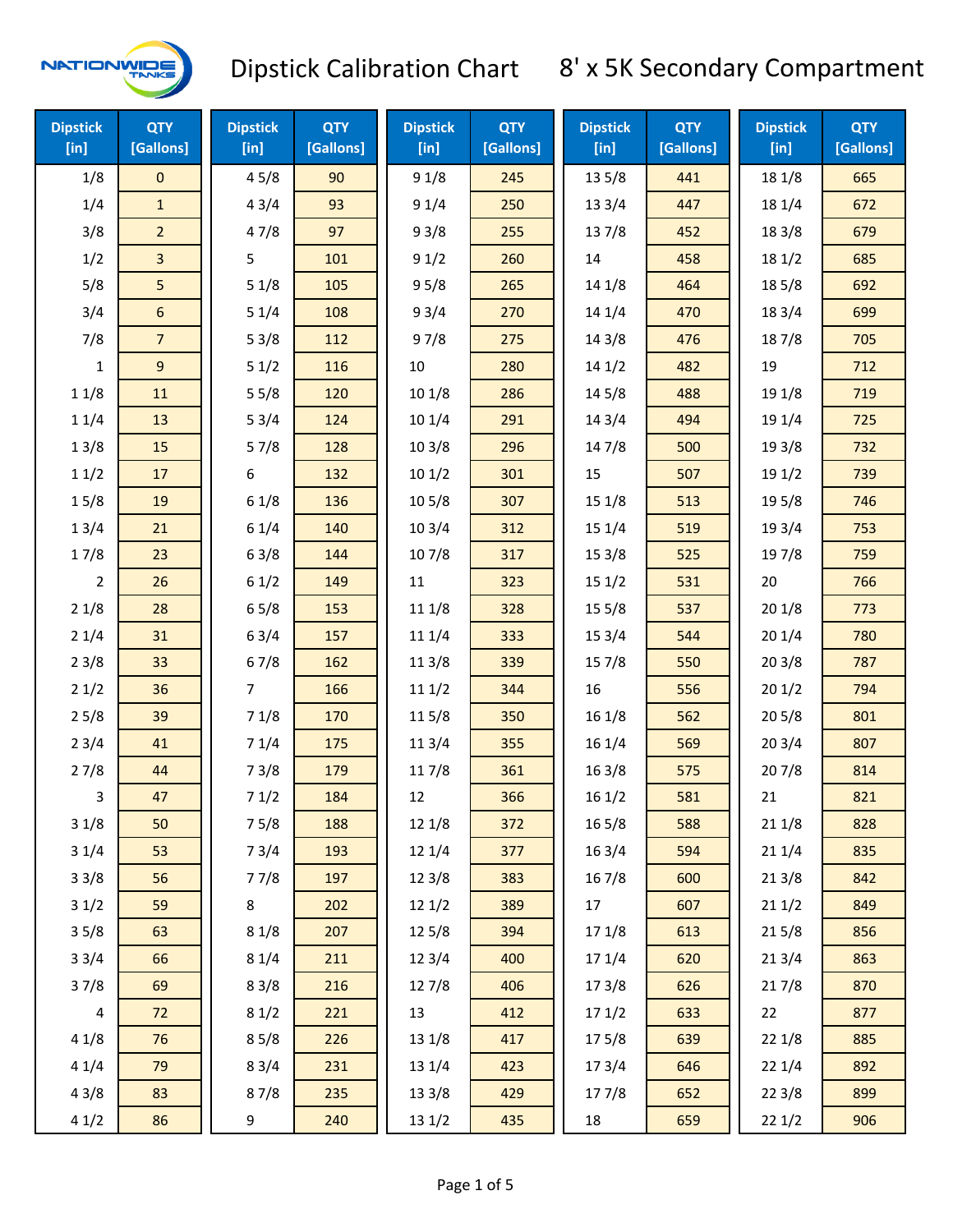# Dipstick Calibration Chart 8' x 5K Secondary Compartment

| Dipstick [in] | QTY [Gallons] | Dipstick [in] | QTY [Gallons] | Dipstick [in] | QTY [Gallons] | Dipstick [in] | QTY [Gallons] | Dipstick [in] | QTY [Gallons] |
|---|---|---|---|---|---|---|---|---|---|
| 1/8 | 0 | 4 5/8 | 90 | 9 1/8 | 245 | 13 5/8 | 441 | 18 1/8 | 665 |
| 1/4 | 1 | 4 3/4 | 93 | 9 1/4 | 250 | 13 3/4 | 447 | 18 1/4 | 672 |
| 3/8 | 2 | 4 7/8 | 97 | 9 3/8 | 255 | 13 7/8 | 452 | 18 3/8 | 679 |
| 1/2 | 3 | 5 | 101 | 9 1/2 | 260 | 14 | 458 | 18 1/2 | 685 |
| 5/8 | 5 | 5 1/8 | 105 | 9 5/8 | 265 | 14 1/8 | 464 | 18 5/8 | 692 |
| 3/4 | 6 | 5 1/4 | 108 | 9 3/4 | 270 | 14 1/4 | 470 | 18 3/4 | 699 |
| 7/8 | 7 | 5 3/8 | 112 | 9 7/8 | 275 | 14 3/8 | 476 | 18 7/8 | 705 |
| 1 | 9 | 5 1/2 | 116 | 10 | 280 | 14 1/2 | 482 | 19 | 712 |
| 1 1/8 | 11 | 5 5/8 | 120 | 10 1/8 | 286 | 14 5/8 | 488 | 19 1/8 | 719 |
| 1 1/4 | 13 | 5 3/4 | 124 | 10 1/4 | 291 | 14 3/4 | 494 | 19 1/4 | 725 |
| 1 3/8 | 15 | 5 7/8 | 128 | 10 3/8 | 296 | 14 7/8 | 500 | 19 3/8 | 732 |
| 1 1/2 | 17 | 6 | 132 | 10 1/2 | 301 | 15 | 507 | 19 1/2 | 739 |
| 1 5/8 | 19 | 6 1/8 | 136 | 10 5/8 | 307 | 15 1/8 | 513 | 19 5/8 | 746 |
| 1 3/4 | 21 | 6 1/4 | 140 | 10 3/4 | 312 | 15 1/4 | 519 | 19 3/4 | 753 |
| 1 7/8 | 23 | 6 3/8 | 144 | 10 7/8 | 317 | 15 3/8 | 525 | 19 7/8 | 759 |
| 2 | 26 | 6 1/2 | 149 | 11 | 323 | 15 1/2 | 531 | 20 | 766 |
| 2 1/8 | 28 | 6 5/8 | 153 | 11 1/8 | 328 | 15 5/8 | 537 | 20 1/8 | 773 |
| 2 1/4 | 31 | 6 3/4 | 157 | 11 1/4 | 333 | 15 3/4 | 544 | 20 1/4 | 780 |
| 2 3/8 | 33 | 6 7/8 | 162 | 11 3/8 | 339 | 15 7/8 | 550 | 20 3/8 | 787 |
| 2 1/2 | 36 | 7 | 166 | 11 1/2 | 344 | 16 | 556 | 20 1/2 | 794 |
| 2 5/8 | 39 | 7 1/8 | 170 | 11 5/8 | 350 | 16 1/8 | 562 | 20 5/8 | 801 |
| 2 3/4 | 41 | 7 1/4 | 175 | 11 3/4 | 355 | 16 1/4 | 569 | 20 3/4 | 807 |
| 2 7/8 | 44 | 7 3/8 | 179 | 11 7/8 | 361 | 16 3/8 | 575 | 20 7/8 | 814 |
| 3 | 47 | 7 1/2 | 184 | 12 | 366 | 16 1/2 | 581 | 21 | 821 |
| 3 1/8 | 50 | 7 5/8 | 188 | 12 1/8 | 372 | 16 5/8 | 588 | 21 1/8 | 828 |
| 3 1/4 | 53 | 7 3/4 | 193 | 12 1/4 | 377 | 16 3/4 | 594 | 21 1/4 | 835 |
| 3 3/8 | 56 | 7 7/8 | 197 | 12 3/8 | 383 | 16 7/8 | 600 | 21 3/8 | 842 |
| 3 1/2 | 59 | 8 | 202 | 12 1/2 | 389 | 17 | 607 | 21 1/2 | 849 |
| 3 5/8 | 63 | 8 1/8 | 207 | 12 5/8 | 394 | 17 1/8 | 613 | 21 5/8 | 856 |
| 3 3/4 | 66 | 8 1/4 | 211 | 12 3/4 | 400 | 17 1/4 | 620 | 21 3/4 | 863 |
| 3 7/8 | 69 | 8 3/8 | 216 | 12 7/8 | 406 | 17 3/8 | 626 | 21 7/8 | 870 |
| 4 | 72 | 8 1/2 | 221 | 13 | 412 | 17 1/2 | 633 | 22 | 877 |
| 4 1/8 | 76 | 8 5/8 | 226 | 13 1/8 | 417 | 17 5/8 | 639 | 22 1/8 | 885 |
| 4 1/4 | 79 | 8 3/4 | 231 | 13 1/4 | 423 | 17 3/4 | 646 | 22 1/4 | 892 |
| 4 3/8 | 83 | 8 7/8 | 235 | 13 3/8 | 429 | 17 7/8 | 652 | 22 3/8 | 899 |
| 4 1/2 | 86 | 9 | 240 | 13 1/2 | 435 | 18 | 659 | 22 1/2 | 906 |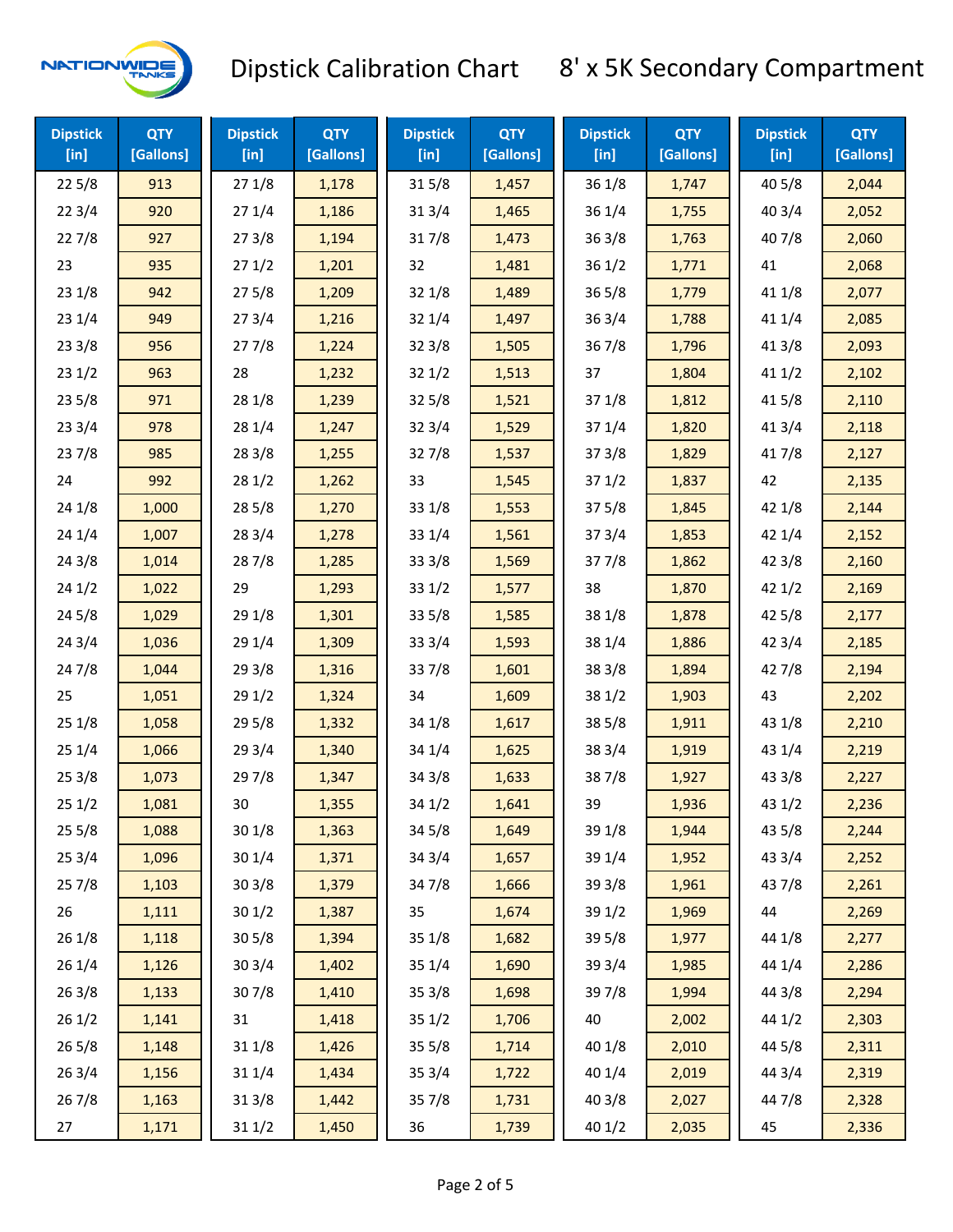# Dipstick Calibration Chart

## 8' x 5K Secondary Compartment

| Dipstick [in] | QTY [Gallons] | Dipstick [in] | QTY [Gallons] | Dipstick [in] | QTY [Gallons] | Dipstick [in] | QTY [Gallons] | Dipstick [in] | QTY [Gallons] |
|---|---|---|---|---|---|---|---|---|---|
| 22 5/8 | 913 | 27 1/8 | 1,178 | 31 5/8 | 1,457 | 36 1/8 | 1,747 | 40 5/8 | 2,044 |
| 22 3/4 | 920 | 27 1/4 | 1,186 | 31 3/4 | 1,465 | 36 1/4 | 1,755 | 40 3/4 | 2,052 |
| 22 7/8 | 927 | 27 3/8 | 1,194 | 31 7/8 | 1,473 | 36 3/8 | 1,763 | 40 7/8 | 2,060 |
| 23 | 935 | 27 1/2 | 1,201 | 32 | 1,481 | 36 1/2 | 1,771 | 41 | 2,068 |
| 23 1/8 | 942 | 27 5/8 | 1,209 | 32 1/8 | 1,489 | 36 5/8 | 1,779 | 41 1/8 | 2,077 |
| 23 1/4 | 949 | 27 3/4 | 1,216 | 32 1/4 | 1,497 | 36 3/4 | 1,788 | 41 1/4 | 2,085 |
| 23 3/8 | 956 | 27 7/8 | 1,224 | 32 3/8 | 1,505 | 36 7/8 | 1,796 | 41 3/8 | 2,093 |
| 23 1/2 | 963 | 28 | 1,232 | 32 1/2 | 1,513 | 37 | 1,804 | 41 1/2 | 2,102 |
| 23 5/8 | 971 | 28 1/8 | 1,239 | 32 5/8 | 1,521 | 37 1/8 | 1,812 | 41 5/8 | 2,110 |
| 23 3/4 | 978 | 28 1/4 | 1,247 | 32 3/4 | 1,529 | 37 1/4 | 1,820 | 41 3/4 | 2,118 |
| 23 7/8 | 985 | 28 3/8 | 1,255 | 32 7/8 | 1,537 | 37 3/8 | 1,829 | 41 7/8 | 2,127 |
| 24 | 992 | 28 1/2 | 1,262 | 33 | 1,545 | 37 1/2 | 1,837 | 42 | 2,135 |
| 24 1/8 | 1,000 | 28 5/8 | 1,270 | 33 1/8 | 1,553 | 37 5/8 | 1,845 | 42 1/8 | 2,144 |
| 24 1/4 | 1,007 | 28 3/4 | 1,278 | 33 1/4 | 1,561 | 37 3/4 | 1,853 | 42 1/4 | 2,152 |
| 24 3/8 | 1,014 | 28 7/8 | 1,285 | 33 3/8 | 1,569 | 37 7/8 | 1,862 | 42 3/8 | 2,160 |
| 24 1/2 | 1,022 | 29 | 1,293 | 33 1/2 | 1,577 | 38 | 1,870 | 42 1/2 | 2,169 |
| 24 5/8 | 1,029 | 29 1/8 | 1,301 | 33 5/8 | 1,585 | 38 1/8 | 1,878 | 42 5/8 | 2,177 |
| 24 3/4 | 1,036 | 29 1/4 | 1,309 | 33 3/4 | 1,593 | 38 1/4 | 1,886 | 42 3/4 | 2,185 |
| 24 7/8 | 1,044 | 29 3/8 | 1,316 | 33 7/8 | 1,601 | 38 3/8 | 1,894 | 42 7/8 | 2,194 |
| 25 | 1,051 | 29 1/2 | 1,324 | 34 | 1,609 | 38 1/2 | 1,903 | 43 | 2,202 |
| 25 1/8 | 1,058 | 29 5/8 | 1,332 | 34 1/8 | 1,617 | 38 5/8 | 1,911 | 43 1/8 | 2,210 |
| 25 1/4 | 1,066 | 29 3/4 | 1,340 | 34 1/4 | 1,625 | 38 3/4 | 1,919 | 43 1/4 | 2,219 |
| 25 3/8 | 1,073 | 29 7/8 | 1,347 | 34 3/8 | 1,633 | 38 7/8 | 1,927 | 43 3/8 | 2,227 |
| 25 1/2 | 1,081 | 30 | 1,355 | 34 1/2 | 1,641 | 39 | 1,936 | 43 1/2 | 2,236 |
| 25 5/8 | 1,088 | 30 1/8 | 1,363 | 34 5/8 | 1,649 | 39 1/8 | 1,944 | 43 5/8 | 2,244 |
| 25 3/4 | 1,096 | 30 1/4 | 1,371 | 34 3/4 | 1,657 | 39 1/4 | 1,952 | 43 3/4 | 2,252 |
| 25 7/8 | 1,103 | 30 3/8 | 1,379 | 34 7/8 | 1,666 | 39 3/8 | 1,961 | 43 7/8 | 2,261 |
| 26 | 1,111 | 30 1/2 | 1,387 | 35 | 1,674 | 39 1/2 | 1,969 | 44 | 2,269 |
| 26 1/8 | 1,118 | 30 5/8 | 1,394 | 35 1/8 | 1,682 | 39 5/8 | 1,977 | 44 1/8 | 2,277 |
| 26 1/4 | 1,126 | 30 3/4 | 1,402 | 35 1/4 | 1,690 | 39 3/4 | 1,985 | 44 1/4 | 2,286 |
| 26 3/8 | 1,133 | 30 7/8 | 1,410 | 35 3/8 | 1,698 | 39 7/8 | 1,994 | 44 3/8 | 2,294 |
| 26 1/2 | 1,141 | 31 | 1,418 | 35 1/2 | 1,706 | 40 | 2,002 | 44 1/2 | 2,303 |
| 26 5/8 | 1,148 | 31 1/8 | 1,426 | 35 5/8 | 1,714 | 40 1/8 | 2,010 | 44 5/8 | 2,311 |
| 26 3/4 | 1,156 | 31 1/4 | 1,434 | 35 3/4 | 1,722 | 40 1/4 | 2,019 | 44 3/4 | 2,319 |
| 26 7/8 | 1,163 | 31 3/8 | 1,442 | 35 7/8 | 1,731 | 40 3/8 | 2,027 | 44 7/8 | 2,328 |
| 27 | 1,171 | 31 1/2 | 1,450 | 36 | 1,739 | 40 1/2 | 2,035 | 45 | 2,336 |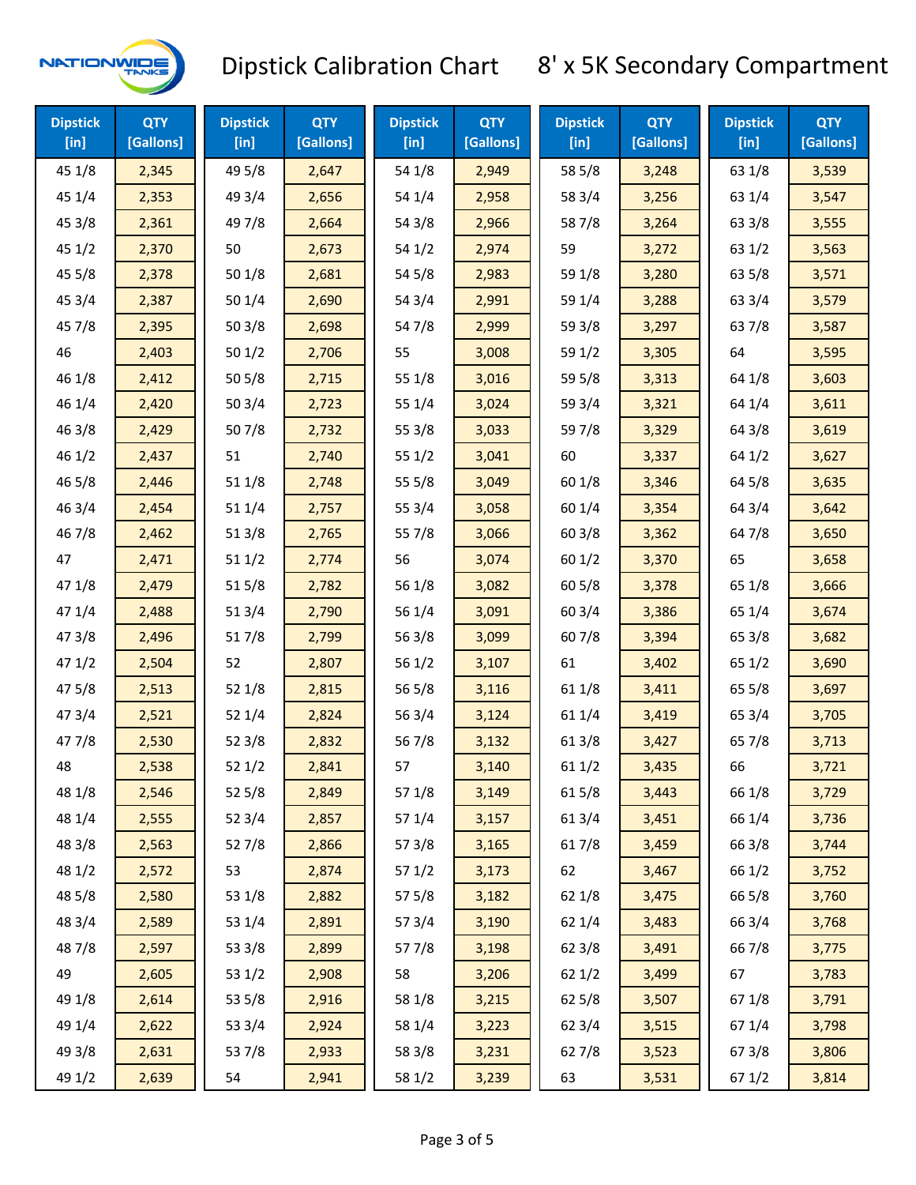# Dipstick Calibration Chart

## 8' x 5K Secondary Compartment

| Dipstick [in] | QTY [Gallons] | Dipstick [in] | QTY [Gallons] | Dipstick [in] | QTY [Gallons] | Dipstick [in] | QTY [Gallons] | Dipstick [in] | QTY [Gallons] |
|---|---|---|---|---|---|---|---|---|---|
| 45 1/8 | 2,345 | 49 5/8 | 2,647 | 54 1/8 | 2,949 | 58 5/8 | 3,248 | 63 1/8 | 3,539 |
| 45 1/4 | 2,353 | 49 3/4 | 2,656 | 54 1/4 | 2,958 | 58 3/4 | 3,256 | 63 1/4 | 3,547 |
| 45 3/8 | 2,361 | 49 7/8 | 2,664 | 54 3/8 | 2,966 | 58 7/8 | 3,264 | 63 3/8 | 3,555 |
| 45 1/2 | 2,370 | 50 | 2,673 | 54 1/2 | 2,974 | 59 | 3,272 | 63 1/2 | 3,563 |
| 45 5/8 | 2,378 | 50 1/8 | 2,681 | 54 5/8 | 2,983 | 59 1/8 | 3,280 | 63 5/8 | 3,571 |
| 45 3/4 | 2,387 | 50 1/4 | 2,690 | 54 3/4 | 2,991 | 59 1/4 | 3,288 | 63 3/4 | 3,579 |
| 45 7/8 | 2,395 | 50 3/8 | 2,698 | 54 7/8 | 2,999 | 59 3/8 | 3,297 | 63 7/8 | 3,587 |
| 46 | 2,403 | 50 1/2 | 2,706 | 55 | 3,008 | 59 1/2 | 3,305 | 64 | 3,595 |
| 46 1/8 | 2,412 | 50 5/8 | 2,715 | 55 1/8 | 3,016 | 59 5/8 | 3,313 | 64 1/8 | 3,603 |
| 46 1/4 | 2,420 | 50 3/4 | 2,723 | 55 1/4 | 3,024 | 59 3/4 | 3,321 | 64 1/4 | 3,611 |
| 46 3/8 | 2,429 | 50 7/8 | 2,732 | 55 3/8 | 3,033 | 59 7/8 | 3,329 | 64 3/8 | 3,619 |
| 46 1/2 | 2,437 | 51 | 2,740 | 55 1/2 | 3,041 | 60 | 3,337 | 64 1/2 | 3,627 |
| 46 5/8 | 2,446 | 51 1/8 | 2,748 | 55 5/8 | 3,049 | 60 1/8 | 3,346 | 64 5/8 | 3,635 |
| 46 3/4 | 2,454 | 51 1/4 | 2,757 | 55 3/4 | 3,058 | 60 1/4 | 3,354 | 64 3/4 | 3,642 |
| 46 7/8 | 2,462 | 51 3/8 | 2,765 | 55 7/8 | 3,066 | 60 3/8 | 3,362 | 64 7/8 | 3,650 |
| 47 | 2,471 | 51 1/2 | 2,774 | 56 | 3,074 | 60 1/2 | 3,370 | 65 | 3,658 |
| 47 1/8 | 2,479 | 51 5/8 | 2,782 | 56 1/8 | 3,082 | 60 5/8 | 3,378 | 65 1/8 | 3,666 |
| 47 1/4 | 2,488 | 51 3/4 | 2,790 | 56 1/4 | 3,091 | 60 3/4 | 3,386 | 65 1/4 | 3,674 |
| 47 3/8 | 2,496 | 51 7/8 | 2,799 | 56 3/8 | 3,099 | 60 7/8 | 3,394 | 65 3/8 | 3,682 |
| 47 1/2 | 2,504 | 52 | 2,807 | 56 1/2 | 3,107 | 61 | 3,402 | 65 1/2 | 3,690 |
| 47 5/8 | 2,513 | 52 1/8 | 2,815 | 56 5/8 | 3,116 | 61 1/8 | 3,411 | 65 5/8 | 3,697 |
| 47 3/4 | 2,521 | 52 1/4 | 2,824 | 56 3/4 | 3,124 | 61 1/4 | 3,419 | 65 3/4 | 3,705 |
| 47 7/8 | 2,530 | 52 3/8 | 2,832 | 56 7/8 | 3,132 | 61 3/8 | 3,427 | 65 7/8 | 3,713 |
| 48 | 2,538 | 52 1/2 | 2,841 | 57 | 3,140 | 61 1/2 | 3,435 | 66 | 3,721 |
| 48 1/8 | 2,546 | 52 5/8 | 2,849 | 57 1/8 | 3,149 | 61 5/8 | 3,443 | 66 1/8 | 3,729 |
| 48 1/4 | 2,555 | 52 3/4 | 2,857 | 57 1/4 | 3,157 | 61 3/4 | 3,451 | 66 1/4 | 3,736 |
| 48 3/8 | 2,563 | 52 7/8 | 2,866 | 57 3/8 | 3,165 | 61 7/8 | 3,459 | 66 3/8 | 3,744 |
| 48 1/2 | 2,572 | 53 | 2,874 | 57 1/2 | 3,173 | 62 | 3,467 | 66 1/2 | 3,752 |
| 48 5/8 | 2,580 | 53 1/8 | 2,882 | 57 5/8 | 3,182 | 62 1/8 | 3,475 | 66 5/8 | 3,760 |
| 48 3/4 | 2,589 | 53 1/4 | 2,891 | 57 3/4 | 3,190 | 62 1/4 | 3,483 | 66 3/4 | 3,768 |
| 48 7/8 | 2,597 | 53 3/8 | 2,899 | 57 7/8 | 3,198 | 62 3/8 | 3,491 | 66 7/8 | 3,775 |
| 49 | 2,605 | 53 1/2 | 2,908 | 58 | 3,206 | 62 1/2 | 3,499 | 67 | 3,783 |
| 49 1/8 | 2,614 | 53 5/8 | 2,916 | 58 1/8 | 3,215 | 62 5/8 | 3,507 | 67 1/8 | 3,791 |
| 49 1/4 | 2,622 | 53 3/4 | 2,924 | 58 1/4 | 3,223 | 62 3/4 | 3,515 | 67 1/4 | 3,798 |
| 49 3/8 | 2,631 | 53 7/8 | 2,933 | 58 3/8 | 3,231 | 62 7/8 | 3,523 | 67 3/8 | 3,806 |
| 49 1/2 | 2,639 | 54 | 2,941 | 58 1/2 | 3,239 | 63 | 3,531 | 67 1/2 | 3,814 |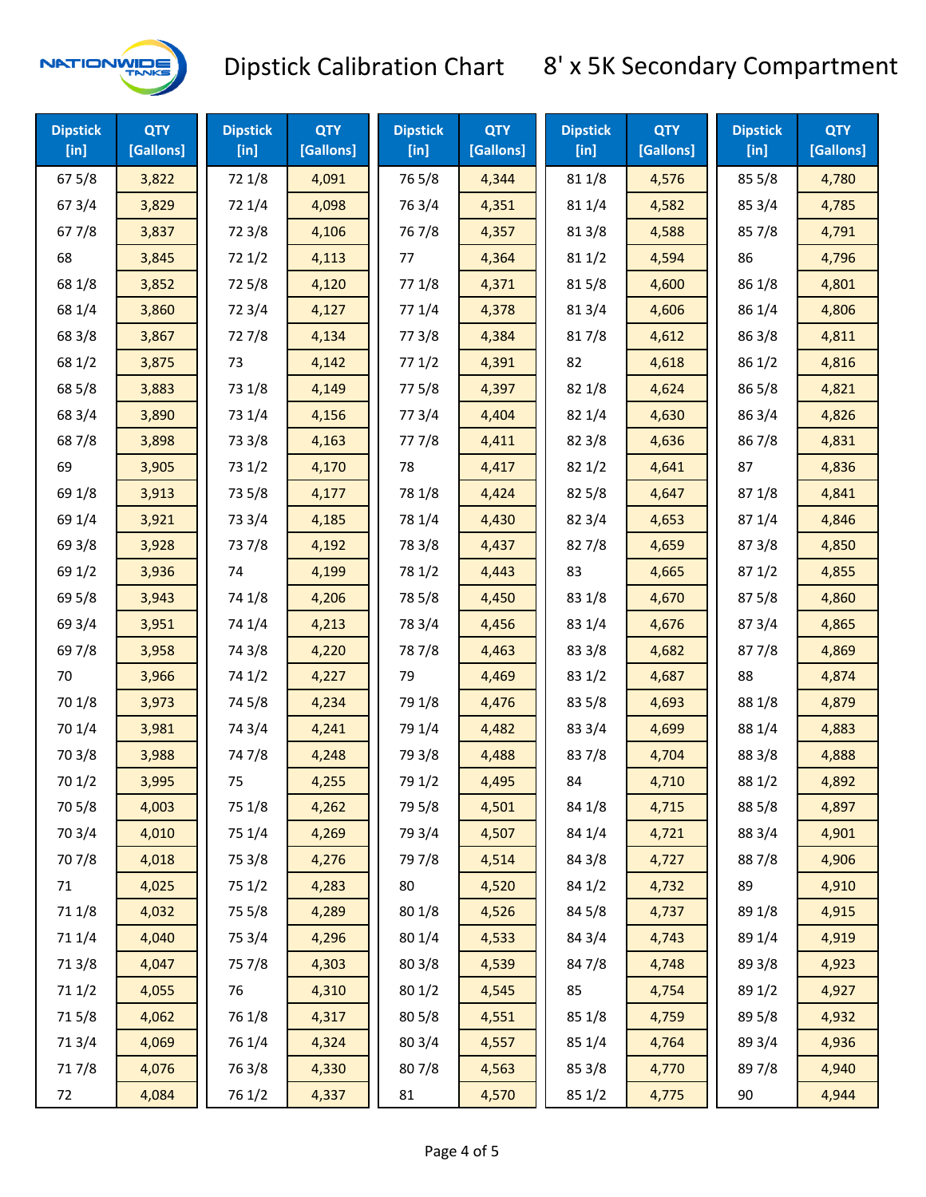# Dipstick Calibration Chart 8' x 5K Secondary Compartment

| Dipstick [in] | QTY [Gallons] | Dipstick [in] | QTY [Gallons] | Dipstick [in] | QTY [Gallons] | Dipstick [in] | QTY [Gallons] | Dipstick [in] | QTY [Gallons] |
|---|---|---|---|---|---|---|---|---|---|
| 67 5/8 | 3,822 | 72 1/8 | 4,091 | 76 5/8 | 4,344 | 81 1/8 | 4,576 | 85 5/8 | 4,780 |
| 67 3/4 | 3,829 | 72 1/4 | 4,098 | 76 3/4 | 4,351 | 81 1/4 | 4,582 | 85 3/4 | 4,785 |
| 67 7/8 | 3,837 | 72 3/8 | 4,106 | 76 7/8 | 4,357 | 81 3/8 | 4,588 | 85 7/8 | 4,791 |
| 68 | 3,845 | 72 1/2 | 4,113 | 77 | 4,364 | 81 1/2 | 4,594 | 86 | 4,796 |
| 68 1/8 | 3,852 | 72 5/8 | 4,120 | 77 1/8 | 4,371 | 81 5/8 | 4,600 | 86 1/8 | 4,801 |
| 68 1/4 | 3,860 | 72 3/4 | 4,127 | 77 1/4 | 4,378 | 81 3/4 | 4,606 | 86 1/4 | 4,806 |
| 68 3/8 | 3,867 | 72 7/8 | 4,134 | 77 3/8 | 4,384 | 81 7/8 | 4,612 | 86 3/8 | 4,811 |
| 68 1/2 | 3,875 | 73 | 4,142 | 77 1/2 | 4,391 | 82 | 4,618 | 86 1/2 | 4,816 |
| 68 5/8 | 3,883 | 73 1/8 | 4,149 | 77 5/8 | 4,397 | 82 1/8 | 4,624 | 86 5/8 | 4,821 |
| 68 3/4 | 3,890 | 73 1/4 | 4,156 | 77 3/4 | 4,404 | 82 1/4 | 4,630 | 86 3/4 | 4,826 |
| 68 7/8 | 3,898 | 73 3/8 | 4,163 | 77 7/8 | 4,411 | 82 3/8 | 4,636 | 86 7/8 | 4,831 |
| 69 | 3,905 | 73 1/2 | 4,170 | 78 | 4,417 | 82 1/2 | 4,641 | 87 | 4,836 |
| 69 1/8 | 3,913 | 73 5/8 | 4,177 | 78 1/8 | 4,424 | 82 5/8 | 4,647 | 87 1/8 | 4,841 |
| 69 1/4 | 3,921 | 73 3/4 | 4,185 | 78 1/4 | 4,430 | 82 3/4 | 4,653 | 87 1/4 | 4,846 |
| 69 3/8 | 3,928 | 73 7/8 | 4,192 | 78 3/8 | 4,437 | 82 7/8 | 4,659 | 87 3/8 | 4,850 |
| 69 1/2 | 3,936 | 74 | 4,199 | 78 1/2 | 4,443 | 83 | 4,665 | 87 1/2 | 4,855 |
| 69 5/8 | 3,943 | 74 1/8 | 4,206 | 78 5/8 | 4,450 | 83 1/8 | 4,670 | 87 5/8 | 4,860 |
| 69 3/4 | 3,951 | 74 1/4 | 4,213 | 78 3/4 | 4,456 | 83 1/4 | 4,676 | 87 3/4 | 4,865 |
| 69 7/8 | 3,958 | 74 3/8 | 4,220 | 78 7/8 | 4,463 | 83 3/8 | 4,682 | 87 7/8 | 4,869 |
| 70 | 3,966 | 74 1/2 | 4,227 | 79 | 4,469 | 83 1/2 | 4,687 | 88 | 4,874 |
| 70 1/8 | 3,973 | 74 5/8 | 4,234 | 79 1/8 | 4,476 | 83 5/8 | 4,693 | 88 1/8 | 4,879 |
| 70 1/4 | 3,981 | 74 3/4 | 4,241 | 79 1/4 | 4,482 | 83 3/4 | 4,699 | 88 1/4 | 4,883 |
| 70 3/8 | 3,988 | 74 7/8 | 4,248 | 79 3/8 | 4,488 | 83 7/8 | 4,704 | 88 3/8 | 4,888 |
| 70 1/2 | 3,995 | 75 | 4,255 | 79 1/2 | 4,495 | 84 | 4,710 | 88 1/2 | 4,892 |
| 70 5/8 | 4,003 | 75 1/8 | 4,262 | 79 5/8 | 4,501 | 84 1/8 | 4,715 | 88 5/8 | 4,897 |
| 70 3/4 | 4,010 | 75 1/4 | 4,269 | 79 3/4 | 4,507 | 84 1/4 | 4,721 | 88 3/4 | 4,901 |
| 70 7/8 | 4,018 | 75 3/8 | 4,276 | 79 7/8 | 4,514 | 84 3/8 | 4,727 | 88 7/8 | 4,906 |
| 71 | 4,025 | 75 1/2 | 4,283 | 80 | 4,520 | 84 1/2 | 4,732 | 89 | 4,910 |
| 71 1/8 | 4,032 | 75 5/8 | 4,289 | 80 1/8 | 4,526 | 84 5/8 | 4,737 | 89 1/8 | 4,915 |
| 71 1/4 | 4,040 | 75 3/4 | 4,296 | 80 1/4 | 4,533 | 84 3/4 | 4,743 | 89 1/4 | 4,919 |
| 71 3/8 | 4,047 | 75 7/8 | 4,303 | 80 3/8 | 4,539 | 84 7/8 | 4,748 | 89 3/8 | 4,923 |
| 71 1/2 | 4,055 | 76 | 4,310 | 80 1/2 | 4,545 | 85 | 4,754 | 89 1/2 | 4,927 |
| 71 5/8 | 4,062 | 76 1/8 | 4,317 | 80 5/8 | 4,551 | 85 1/8 | 4,759 | 89 5/8 | 4,932 |
| 71 3/4 | 4,069 | 76 1/4 | 4,324 | 80 3/4 | 4,557 | 85 1/4 | 4,764 | 89 3/4 | 4,936 |
| 71 7/8 | 4,076 | 76 3/8 | 4,330 | 80 7/8 | 4,563 | 85 3/8 | 4,770 | 89 7/8 | 4,940 |
| 72 | 4,084 | 76 1/2 | 4,337 | 81 | 4,570 | 85 1/2 | 4,775 | 90 | 4,944 |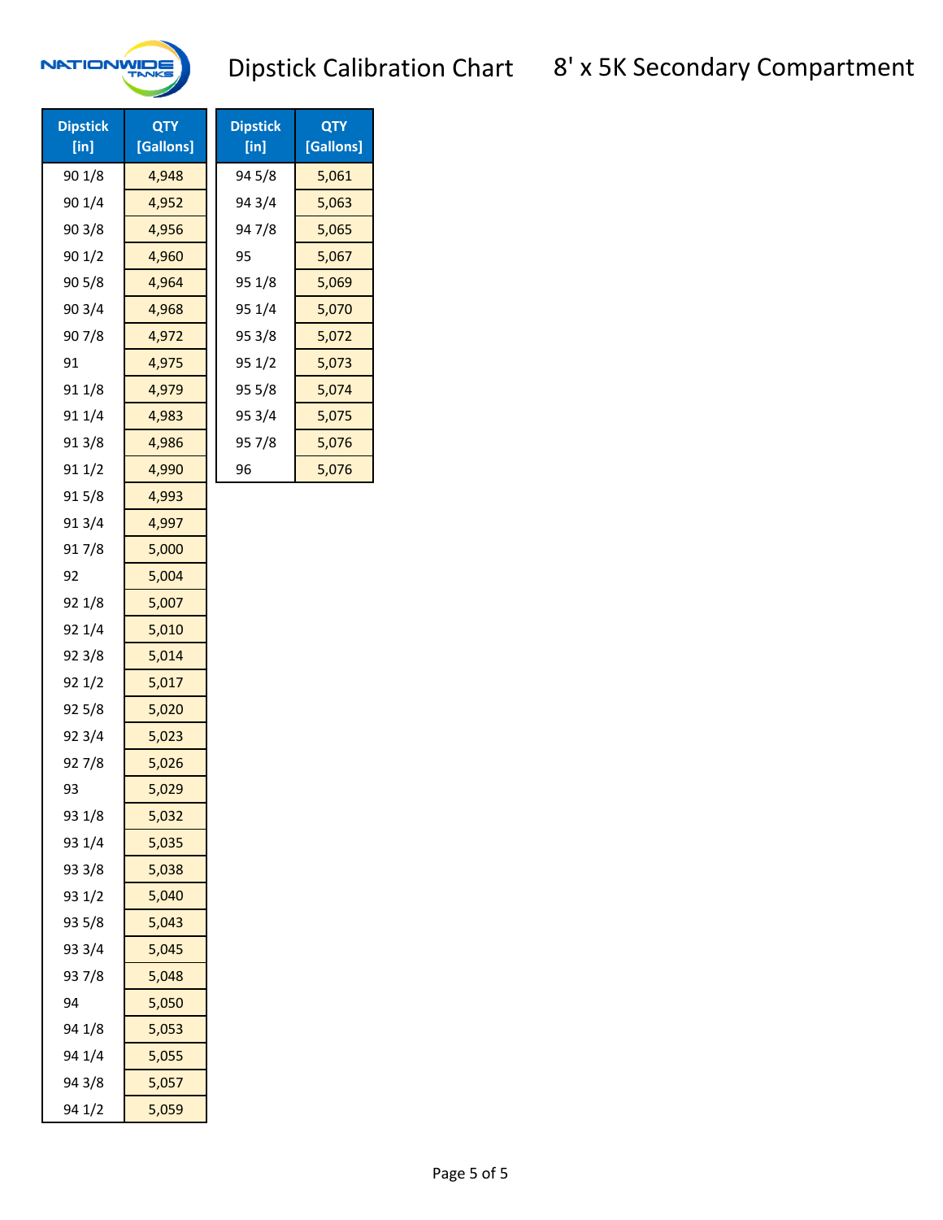# Dipstick Calibration Chart 8' x 5K Secondary Compartment

| Dipstick [in] | QTY [Gallons] |
|---|---|
| 90 1/8 | 4,948 |
| 90 1/4 | 4,952 |
| 90 3/8 | 4,956 |
| 90 1/2 | 4,960 |
| 90 5/8 | 4,964 |
| 90 3/4 | 4,968 |
| 90 7/8 | 4,972 |
| 91 | 4,975 |
| 91 1/8 | 4,979 |
| 91 1/4 | 4,983 |
| 91 3/8 | 4,986 |
| 91 1/2 | 4,990 |
| 91 5/8 | 4,993 |
| 91 3/4 | 4,997 |
| 91 7/8 | 5,000 |
| 92 | 5,004 |
| 92 1/8 | 5,007 |
| 92 1/4 | 5,010 |
| 92 3/8 | 5,014 |
| 92 1/2 | 5,017 |
| 92 5/8 | 5,020 |
| 92 3/4 | 5,023 |
| 92 7/8 | 5,026 |
| 93 | 5,029 |
| 93 1/8 | 5,032 |
| 93 1/4 | 5,035 |
| 93 3/8 | 5,038 |
| 93 1/2 | 5,040 |
| 93 5/8 | 5,043 |
| 93 3/4 | 5,045 |
| 93 7/8 | 5,048 |
| 94 | 5,050 |
| 94 1/8 | 5,053 |
| 94 1/4 | 5,055 |
| 94 3/8 | 5,057 |
| 94 1/2 | 5,059 |
| 94 5/8 | 5,061 |
| 94 3/4 | 5,063 |
| 94 7/8 | 5,065 |
| 95 | 5,067 |
| 95 1/8 | 5,069 |
| 95 1/4 | 5,070 |
| 95 3/8 | 5,072 |
| 95 1/2 | 5,073 |
| 95 5/8 | 5,074 |
| 95 3/4 | 5,075 |
| 95 7/8 | 5,076 |
| 96 | 5,076 |